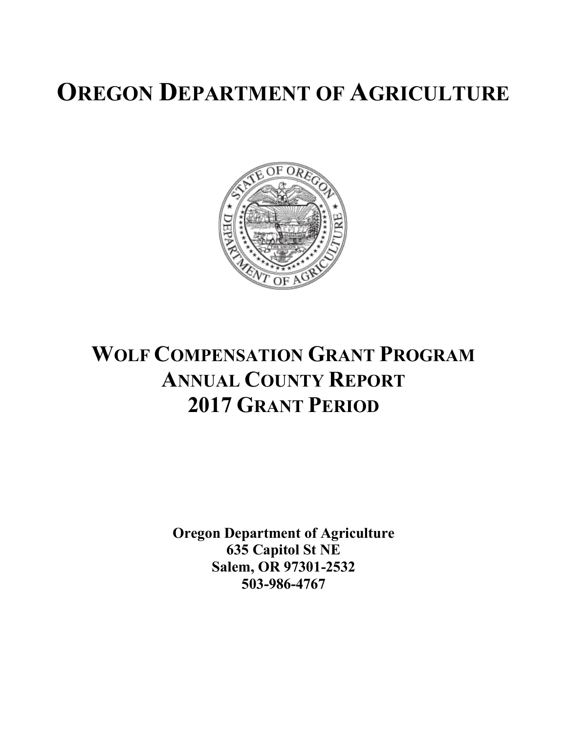# OREGON DEPARTMENT OF AGRICULTURE

# WOLF COMPENSATION GRANT PROGRAM
# ANNUAL COUNTY REPORT
# 2017 GRANT PERIOD

**Oregon Department of Agriculture**
**635 Capitol St NE**
**Salem, OR 97301-2532**
**503-986-4767**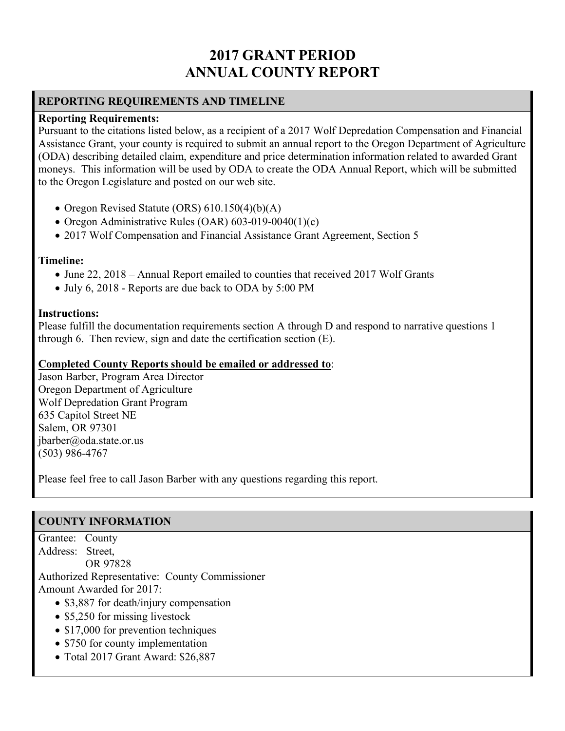# 2017 GRANT PERIOD
# ANNUAL COUNTY REPORT

## REPORTING REQUIREMENTS AND TIMELINE

**Reporting Requirements:**
Pursuant to the citations listed below, as a recipient of a 2017 Wolf Depredation Compensation and Financial Assistance Grant, your county is required to submit an annual report to the Oregon Department of Agriculture (ODA) describing detailed claim, expenditure and price determination information related to awarded Grant moneys. This information will be used by ODA to create the ODA Annual Report, which will be submitted to the Oregon Legislature and posted on our web site.

- Oregon Revised Statute (ORS) 610.150(4)(b)(A)
- Oregon Administrative Rules (OAR) 603-019-0040(1)(c)
- 2017 Wolf Compensation and Financial Assistance Grant Agreement, Section 5

**Timeline:**

- June 22, 2018 – Annual Report emailed to counties that received 2017 Wolf Grants
- July 6, 2018 - Reports are due back to ODA by 5:00 PM

**Instructions:**
Please fulfill the documentation requirements section A through D and respond to narrative questions 1 through 6. Then review, sign and date the certification section (E).

**Completed County Reports should be emailed or addressed to**:
Jason Barber, Program Area Director
Oregon Department of Agriculture
Wolf Depredation Grant Program
635 Capitol Street NE
Salem, OR 97301
jbarber@oda.state.or.us
(503) 986-4767

Please feel free to call Jason Barber with any questions regarding this report.

## COUNTY INFORMATION

Grantee: County
Address: Street,
OR 97828
Authorized Representative: County Commissioner
Amount Awarded for 2017:

- $3,887 for death/injury compensation
- $5,250 for missing livestock
- $17,000 for prevention techniques
- $750 for county implementation
- Total 2017 Grant Award: $26,887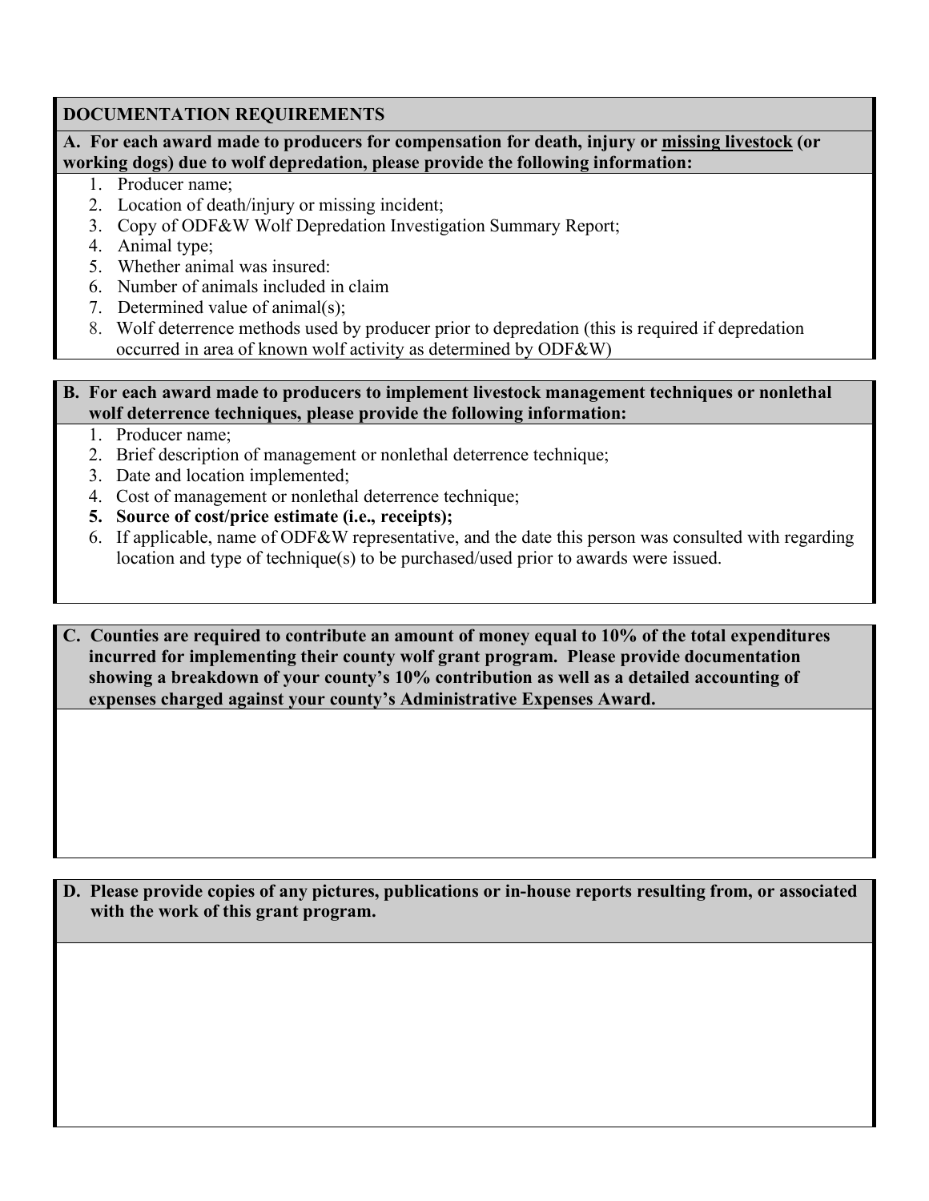## DOCUMENTATION REQUIREMENTS

**A. For each award made to producers for compensation for death, injury or <u>missing livestock</u> (or working dogs) due to wolf depredation, please provide the following information:**

1. Producer name;
2. Location of death/injury or missing incident;
3. Copy of ODF&W Wolf Depredation Investigation Summary Report;
4. Animal type;
5. Whether animal was insured:
6. Number of animals included in claim
7. Determined value of animal(s);
8. Wolf deterrence methods used by producer prior to depredation (this is required if depredation occurred in area of known wolf activity as determined by ODF&W)

**B. For each award made to producers to implement livestock management techniques or nonlethal wolf deterrence techniques, please provide the following information:**

1. Producer name;
2. Brief description of management or nonlethal deterrence technique;
3. Date and location implemented;
4. Cost of management or nonlethal deterrence technique;
5. **Source of cost/price estimate (i.e., receipts);**
6. If applicable, name of ODF&W representative, and the date this person was consulted with regarding location and type of technique(s) to be purchased/used prior to awards were issued.

**C. Counties are required to contribute an amount of money equal to 10% of the total expenditures incurred for implementing their county wolf grant program. Please provide documentation showing a breakdown of your county's 10% contribution as well as a detailed accounting of expenses charged against your county's Administrative Expenses Award.**

**D. Please provide copies of any pictures, publications or in-house reports resulting from, or associated with the work of this grant program.**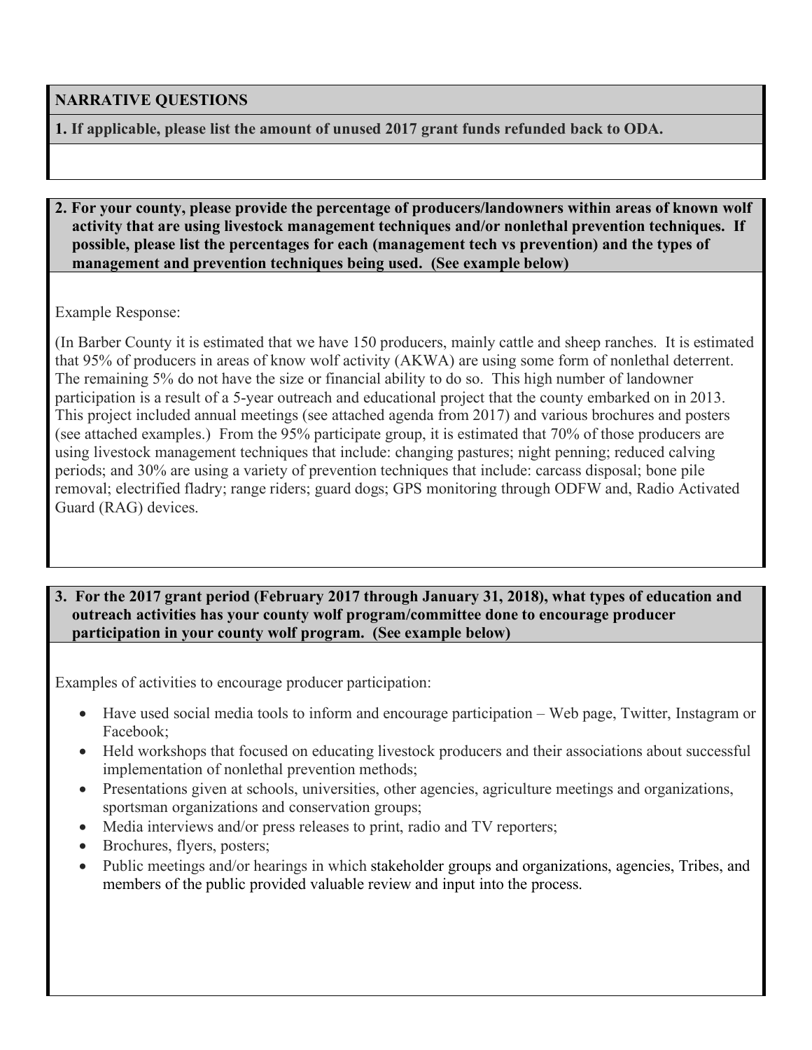## NARRATIVE QUESTIONS

**1. If applicable, please list the amount of unused 2017 grant funds refunded back to ODA.**

**2. For your county, please provide the percentage of producers/landowners within areas of known wolf activity that are using livestock management techniques and/or nonlethal prevention techniques. If possible, please list the percentages for each (management tech vs prevention) and the types of management and prevention techniques being used. (See example below)**

Example Response:

(In Barber County it is estimated that we have 150 producers, mainly cattle and sheep ranches. It is estimated that 95% of producers in areas of know wolf activity (AKWA) are using some form of nonlethal deterrent. The remaining 5% do not have the size or financial ability to do so. This high number of landowner participation is a result of a 5-year outreach and educational project that the county embarked on in 2013. This project included annual meetings (see attached agenda from 2017) and various brochures and posters (see attached examples.) From the 95% participate group, it is estimated that 70% of those producers are using livestock management techniques that include: changing pastures; night penning; reduced calving periods; and 30% are using a variety of prevention techniques that include: carcass disposal; bone pile removal; electrified fladry; range riders; guard dogs; GPS monitoring through ODFW and, Radio Activated Guard (RAG) devices.

**3. For the 2017 grant period (February 2017 through January 31, 2018), what types of education and outreach activities has your county wolf program/committee done to encourage producer participation in your county wolf program. (See example below)**

Examples of activities to encourage producer participation:

- Have used social media tools to inform and encourage participation – Web page, Twitter, Instagram or Facebook;
- Held workshops that focused on educating livestock producers and their associations about successful implementation of nonlethal prevention methods;
- Presentations given at schools, universities, other agencies, agriculture meetings and organizations, sportsman organizations and conservation groups;
- Media interviews and/or press releases to print, radio and TV reporters;
- Brochures, flyers, posters;
- Public meetings and/or hearings in which stakeholder groups and organizations, agencies, Tribes, and members of the public provided valuable review and input into the process.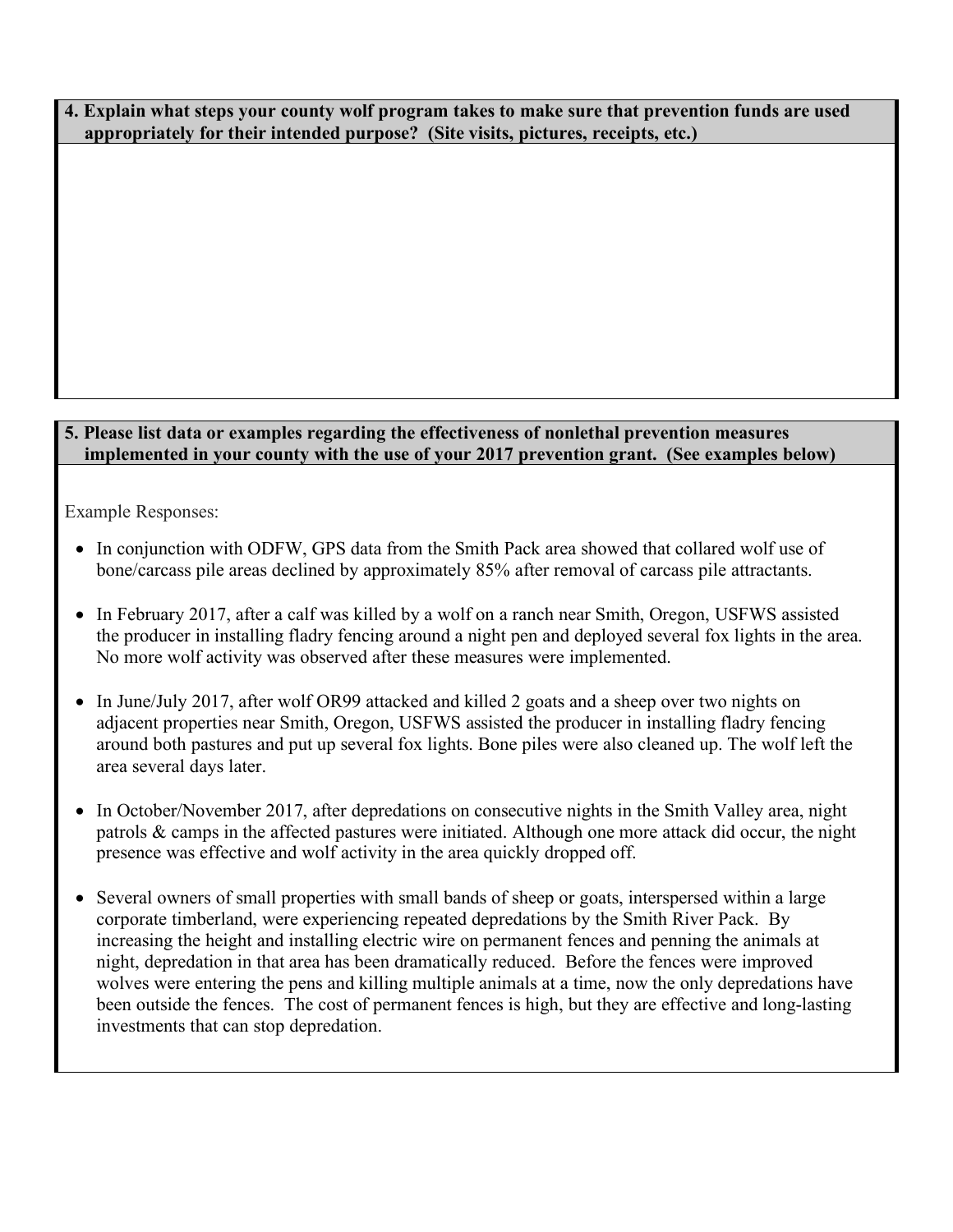**4. Explain what steps your county wolf program takes to make sure that prevention funds are used appropriately for their intended purpose? (Site visits, pictures, receipts, etc.)**

**5. Please list data or examples regarding the effectiveness of nonlethal prevention measures implemented in your county with the use of your 2017 prevention grant. (See examples below)**

Example Responses:

- In conjunction with ODFW, GPS data from the Smith Pack area showed that collared wolf use of bone/carcass pile areas declined by approximately 85% after removal of carcass pile attractants.
- In February 2017, after a calf was killed by a wolf on a ranch near Smith, Oregon, USFWS assisted the producer in installing fladry fencing around a night pen and deployed several fox lights in the area. No more wolf activity was observed after these measures were implemented.
- In June/July 2017, after wolf OR99 attacked and killed 2 goats and a sheep over two nights on adjacent properties near Smith, Oregon, USFWS assisted the producer in installing fladry fencing around both pastures and put up several fox lights. Bone piles were also cleaned up. The wolf left the area several days later.
- In October/November 2017, after depredations on consecutive nights in the Smith Valley area, night patrols & camps in the affected pastures were initiated. Although one more attack did occur, the night presence was effective and wolf activity in the area quickly dropped off.
- Several owners of small properties with small bands of sheep or goats, interspersed within a large corporate timberland, were experiencing repeated depredations by the Smith River Pack. By increasing the height and installing electric wire on permanent fences and penning the animals at night, depredation in that area has been dramatically reduced. Before the fences were improved wolves were entering the pens and killing multiple animals at a time, now the only depredations have been outside the fences. The cost of permanent fences is high, but they are effective and long-lasting investments that can stop depredation.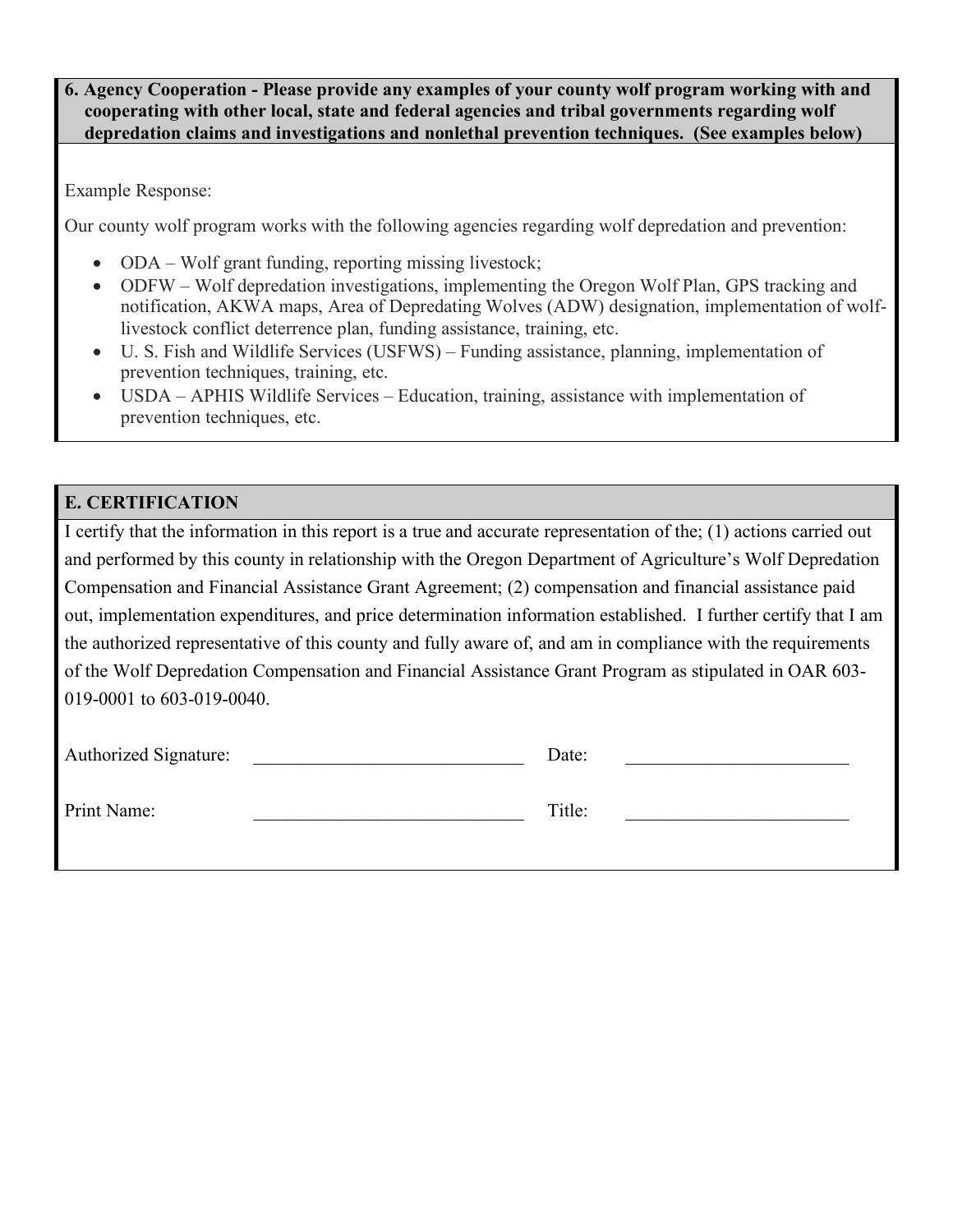**6. Agency Cooperation - Please provide any examples of your county wolf program working with and cooperating with other local, state and federal agencies and tribal governments regarding wolf depredation claims and investigations and nonlethal prevention techniques. (See examples below)**

Example Response:

Our county wolf program works with the following agencies regarding wolf depredation and prevention:

- ODA – Wolf grant funding, reporting missing livestock;
- ODFW – Wolf depredation investigations, implementing the Oregon Wolf Plan, GPS tracking and notification, AKWA maps, Area of Depredating Wolves (ADW) designation, implementation of wolf-livestock conflict deterrence plan, funding assistance, training, etc.
- U. S. Fish and Wildlife Services (USFWS) – Funding assistance, planning, implementation of prevention techniques, training, etc.
- USDA – APHIS Wildlife Services – Education, training, assistance with implementation of prevention techniques, etc.

## E. CERTIFICATION

I certify that the information in this report is a true and accurate representation of the; (1) actions carried out and performed by this county in relationship with the Oregon Department of Agriculture's Wolf Depredation Compensation and Financial Assistance Grant Agreement; (2) compensation and financial assistance paid out, implementation expenditures, and price determination information established. I further certify that I am the authorized representative of this county and fully aware of, and am in compliance with the requirements of the Wolf Depredation Compensation and Financial Assistance Grant Program as stipulated in OAR 603-019-0001 to 603-019-0040.

Authorized Signature: ______________________________ Date: ________________________

Print Name: ______________________________ Title: ________________________